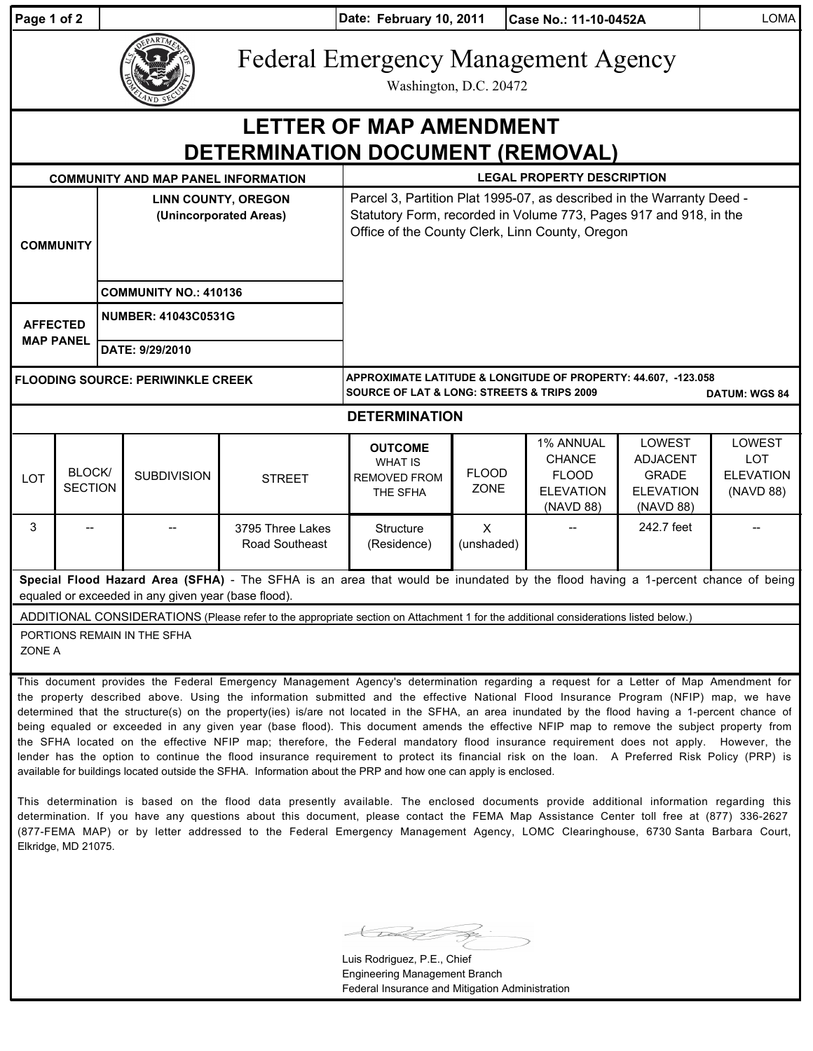Date: February 10, 2011 | Case No.: 11-10-0452A | LOMA

# Federal Emergency Management Agency

Washington, D.C. 20472

# LETTER OF MAP AMENDMENT DETERMINATION DOCUMENT (REMOVAL)

| COMMUNITY AND MAP PANEL INFORMATION | | LEGAL PROPERTY DESCRIPTION |
|---|---|---|
| COMMUNITY | LINN COUNTY, OREGON (Unincorporated Areas) | Parcel 3, Partition Plat 1995-07, as described in the Warranty Deed - Statutory Form, recorded in Volume 773, Pages 917 and 918, in the Office of the County Clerk, Linn County, Oregon |
| | COMMUNITY NO.: 410136 | |
| AFFECTED MAP PANEL | NUMBER: 41043C0531G | |
| | DATE: 9/29/2010 | |
| FLOODING SOURCE: PERIWINKLE CREEK | | APPROXIMATE LATITUDE & LONGITUDE OF PROPERTY: 44.607, -123.058 SOURCE OF LAT & LONG: STREETS & TRIPS 2009 DATUM: WGS 84 |

## DETERMINATION

| LOT | BLOCK/ SECTION | SUBDIVISION | STREET | OUTCOME WHAT IS REMOVED FROM THE SFHA | FLOOD ZONE | 1% ANNUAL CHANCE FLOOD ELEVATION (NAVD 88) | LOWEST ADJACENT GRADE ELEVATION (NAVD 88) | LOWEST LOT ELEVATION (NAVD 88) |
|---|---|---|---|---|---|---|---|---|
| 3 | -- | -- | 3795 Three Lakes Road Southeast | Structure (Residence) | X (unshaded) | -- | 242.7 feet | -- |

**Special Flood Hazard Area (SFHA)** - The SFHA is an area that would be inundated by the flood having a 1-percent chance of being equaled or exceeded in any given year (base flood).

ADDITIONAL CONSIDERATIONS (Please refer to the appropriate section on Attachment 1 for the additional considerations listed below.)

PORTIONS REMAIN IN THE SFHA
ZONE A

This document provides the Federal Emergency Management Agency's determination regarding a request for a Letter of Map Amendment for the property described above. Using the information submitted and the effective National Flood Insurance Program (NFIP) map, we have determined that the structure(s) on the property(ies) is/are not located in the SFHA, an area inundated by the flood having a 1-percent chance of being equaled or exceeded in any given year (base flood). This document amends the effective NFIP map to remove the subject property from the SFHA located on the effective NFIP map; therefore, the Federal mandatory flood insurance requirement does not apply. However, the lender has the option to continue the flood insurance requirement to protect its financial risk on the loan. A Preferred Risk Policy (PRP) is available for buildings located outside the SFHA. Information about the PRP and how one can apply is enclosed.

This determination is based on the flood data presently available. The enclosed documents provide additional information regarding this determination. If you have any questions about this document, please contact the FEMA Map Assistance Center toll free at (877) 336-2627 (877-FEMA MAP) or by letter addressed to the Federal Emergency Management Agency, LOMC Clearinghouse, 6730 Santa Barbara Court, Elkridge, MD 21075.

Luis Rodriguez, P.E., Chief
Engineering Management Branch
Federal Insurance and Mitigation Administration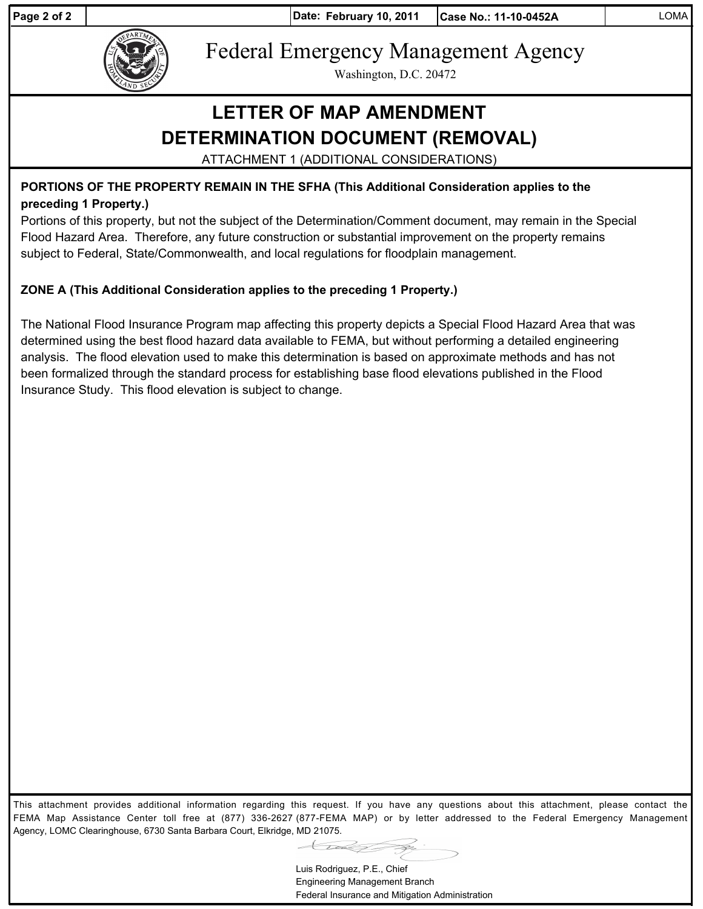| | | | |
|---|---|---|---|
| Date: February 10, 2011 | Case No.: 11-10-0452A | LOMA |

Federal Emergency Management Agency

Washington, D.C. 20472

# LETTER OF MAP AMENDMENT DETERMINATION DOCUMENT (REMOVAL)

ATTACHMENT 1 (ADDITIONAL CONSIDERATIONS)

**PORTIONS OF THE PROPERTY REMAIN IN THE SFHA (This Additional Consideration applies to the preceding 1 Property.)**

Portions of this property, but not the subject of the Determination/Comment document, may remain in the Special Flood Hazard Area. Therefore, any future construction or substantial improvement on the property remains subject to Federal, State/Commonwealth, and local regulations for floodplain management.

**ZONE A (This Additional Consideration applies to the preceding 1 Property.)**

The National Flood Insurance Program map affecting this property depicts a Special Flood Hazard Area that was determined using the best flood hazard data available to FEMA, but without performing a detailed engineering analysis. The flood elevation used to make this determination is based on approximate methods and has not been formalized through the standard process for establishing base flood elevations published in the Flood Insurance Study. This flood elevation is subject to change.

This attachment provides additional information regarding this request. If you have any questions about this attachment, please contact the FEMA Map Assistance Center toll free at (877) 336-2627 (877-FEMA MAP) or by letter addressed to the Federal Emergency Management Agency, LOMC Clearinghouse, 6730 Santa Barbara Court, Elkridge, MD 21075.

Luis Rodriguez, P.E., Chief
Engineering Management Branch
Federal Insurance and Mitigation Administration